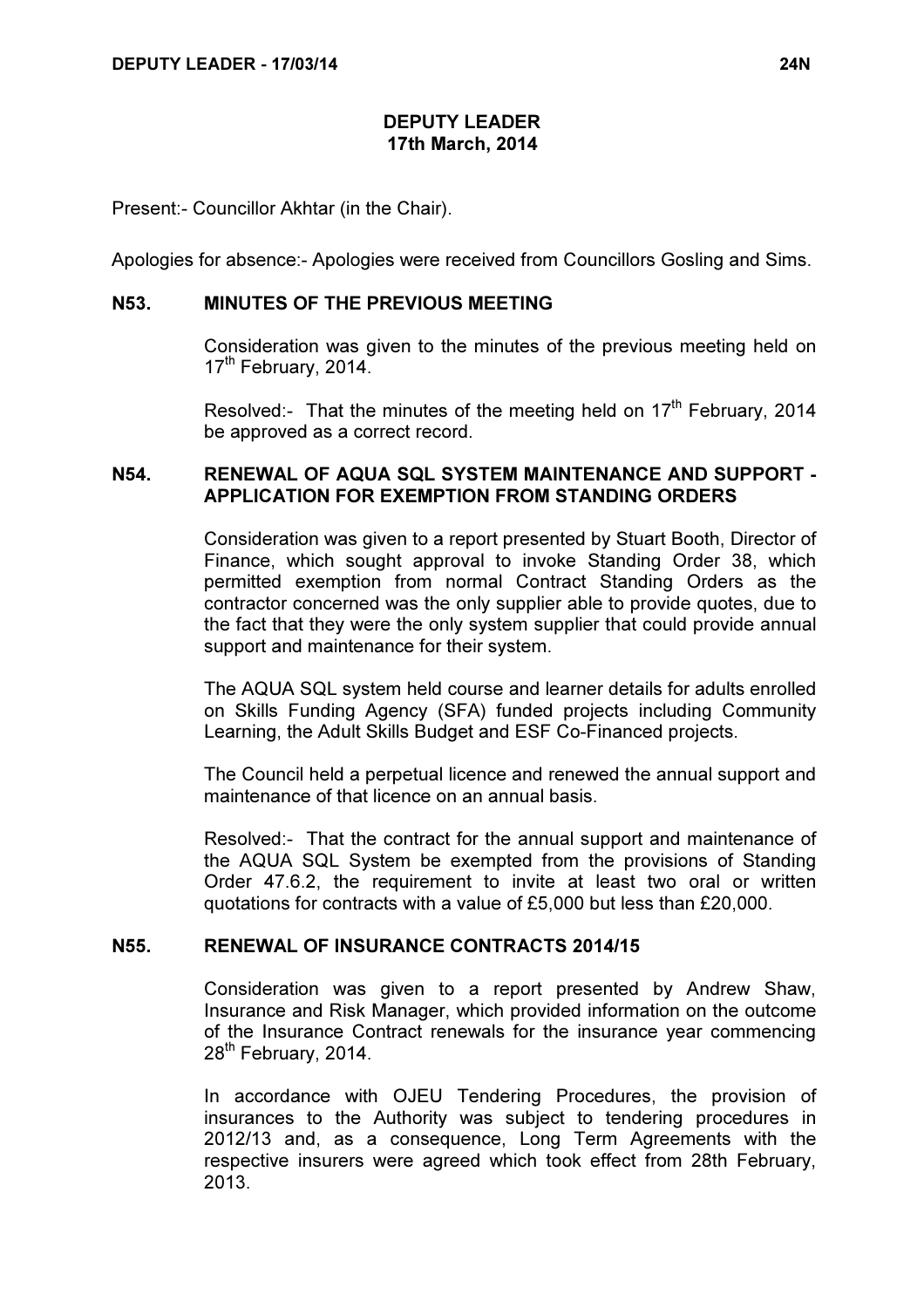# DEPUTY LEADER
## 17th March, 2014

Present:- Councillor Akhtar (in the Chair).

Apologies for absence:- Apologies were received from Councillors Gosling and Sims.

### N53. MINUTES OF THE PREVIOUS MEETING

Consideration was given to the minutes of the previous meeting held on 17th February, 2014.

Resolved:- That the minutes of the meeting held on 17th February, 2014 be approved as a correct record.

### N54. RENEWAL OF AQUA SQL SYSTEM MAINTENANCE AND SUPPORT - APPLICATION FOR EXEMPTION FROM STANDING ORDERS

Consideration was given to a report presented by Stuart Booth, Director of Finance, which sought approval to invoke Standing Order 38, which permitted exemption from normal Contract Standing Orders as the contractor concerned was the only supplier able to provide quotes, due to the fact that they were the only system supplier that could provide annual support and maintenance for their system.

The AQUA SQL system held course and learner details for adults enrolled on Skills Funding Agency (SFA) funded projects including Community Learning, the Adult Skills Budget and ESF Co-Financed projects.

The Council held a perpetual licence and renewed the annual support and maintenance of that licence on an annual basis.

Resolved:- That the contract for the annual support and maintenance of the AQUA SQL System be exempted from the provisions of Standing Order 47.6.2, the requirement to invite at least two oral or written quotations for contracts with a value of £5,000 but less than £20,000.

### N55. RENEWAL OF INSURANCE CONTRACTS 2014/15

Consideration was given to a report presented by Andrew Shaw, Insurance and Risk Manager, which provided information on the outcome of the Insurance Contract renewals for the insurance year commencing 28th February, 2014.

In accordance with OJEU Tendering Procedures, the provision of insurances to the Authority was subject to tendering procedures in 2012/13 and, as a consequence, Long Term Agreements with the respective insurers were agreed which took effect from 28th February, 2013.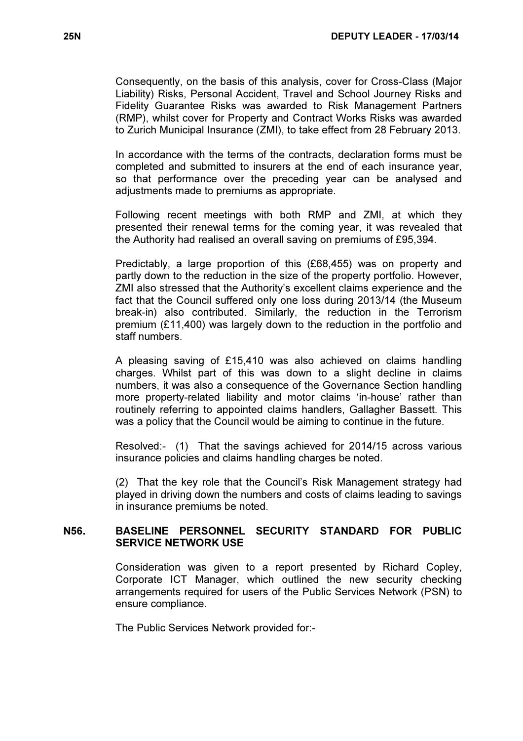Consequently, on the basis of this analysis, cover for Cross-Class (Major Liability) Risks, Personal Accident, Travel and School Journey Risks and Fidelity Guarantee Risks was awarded to Risk Management Partners (RMP), whilst cover for Property and Contract Works Risks was awarded to Zurich Municipal Insurance (ZMI), to take effect from 28 February 2013.

In accordance with the terms of the contracts, declaration forms must be completed and submitted to insurers at the end of each insurance year, so that performance over the preceding year can be analysed and adjustments made to premiums as appropriate.

Following recent meetings with both RMP and ZMI, at which they presented their renewal terms for the coming year, it was revealed that the Authority had realised an overall saving on premiums of £95,394.

Predictably, a large proportion of this (£68,455) was on property and partly down to the reduction in the size of the property portfolio. However, ZMI also stressed that the Authority's excellent claims experience and the fact that the Council suffered only one loss during 2013/14 (the Museum break-in) also contributed. Similarly, the reduction in the Terrorism premium (£11,400) was largely down to the reduction in the portfolio and staff numbers.

A pleasing saving of £15,410 was also achieved on claims handling charges. Whilst part of this was down to a slight decline in claims numbers, it was also a consequence of the Governance Section handling more property-related liability and motor claims 'in-house' rather than routinely referring to appointed claims handlers, Gallagher Bassett. This was a policy that the Council would be aiming to continue in the future.

Resolved:- (1) That the savings achieved for 2014/15 across various insurance policies and claims handling charges be noted.

(2) That the key role that the Council's Risk Management strategy had played in driving down the numbers and costs of claims leading to savings in insurance premiums be noted.

## N56. BASELINE PERSONNEL SECURITY STANDARD FOR PUBLIC SERVICE NETWORK USE

Consideration was given to a report presented by Richard Copley, Corporate ICT Manager, which outlined the new security checking arrangements required for users of the Public Services Network (PSN) to ensure compliance.

The Public Services Network provided for:-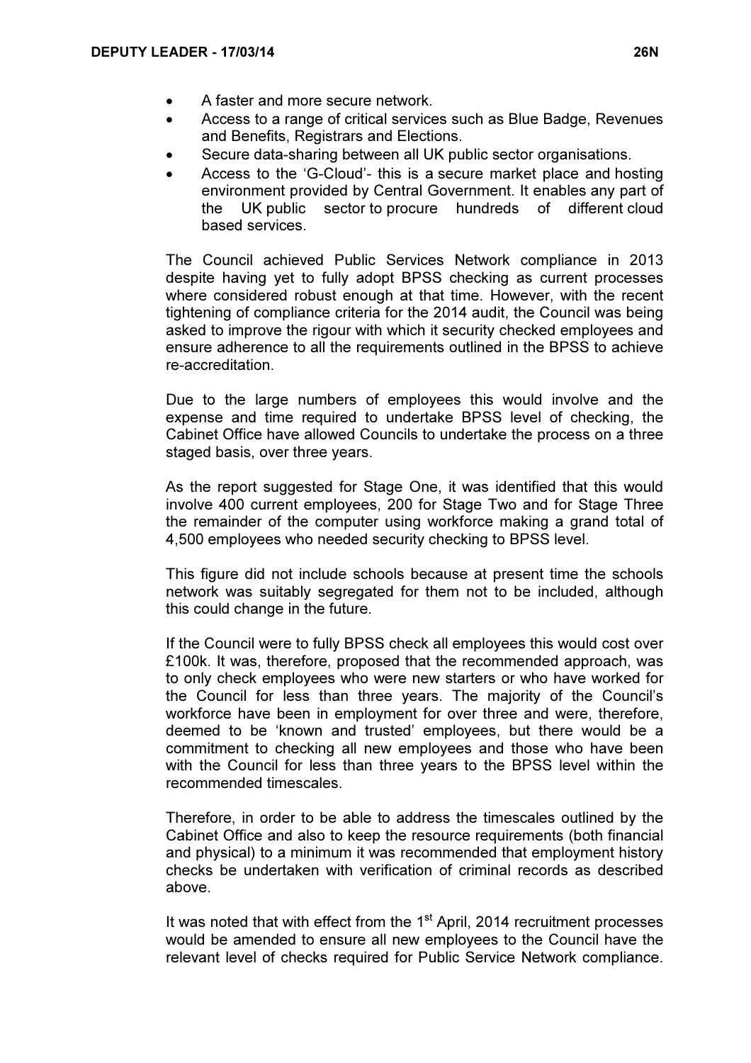- A faster and more secure network.
- Access to a range of critical services such as Blue Badge, Revenues and Benefits, Registrars and Elections.
- Secure data-sharing between all UK public sector organisations.
- Access to the 'G-Cloud'- this is a secure market place and hosting environment provided by Central Government. It enables any part of the UK public sector to procure hundreds of different cloud based services.

The Council achieved Public Services Network compliance in 2013 despite having yet to fully adopt BPSS checking as current processes where considered robust enough at that time. However, with the recent tightening of compliance criteria for the 2014 audit, the Council was being asked to improve the rigour with which it security checked employees and ensure adherence to all the requirements outlined in the BPSS to achieve re-accreditation.

Due to the large numbers of employees this would involve and the expense and time required to undertake BPSS level of checking, the Cabinet Office have allowed Councils to undertake the process on a three staged basis, over three years.

As the report suggested for Stage One, it was identified that this would involve 400 current employees, 200 for Stage Two and for Stage Three the remainder of the computer using workforce making a grand total of 4,500 employees who needed security checking to BPSS level.

This figure did not include schools because at present time the schools network was suitably segregated for them not to be included, although this could change in the future.

If the Council were to fully BPSS check all employees this would cost over £100k. It was, therefore, proposed that the recommended approach, was to only check employees who were new starters or who have worked for the Council for less than three years. The majority of the Council's workforce have been in employment for over three and were, therefore, deemed to be 'known and trusted' employees, but there would be a commitment to checking all new employees and those who have been with the Council for less than three years to the BPSS level within the recommended timescales.

Therefore, in order to be able to address the timescales outlined by the Cabinet Office and also to keep the resource requirements (both financial and physical) to a minimum it was recommended that employment history checks be undertaken with verification of criminal records as described above.

It was noted that with effect from the 1st April, 2014 recruitment processes would be amended to ensure all new employees to the Council have the relevant level of checks required for Public Service Network compliance.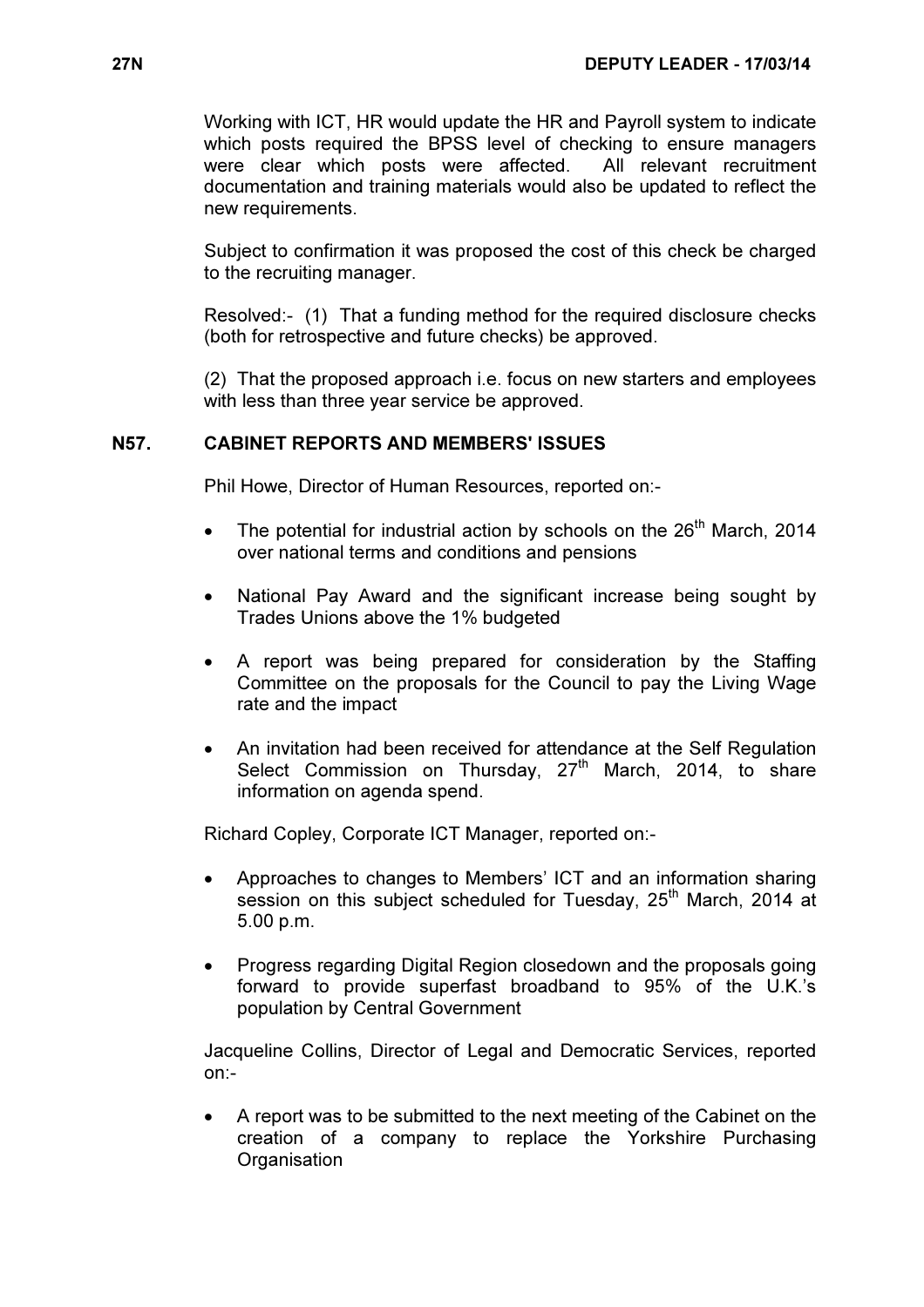Working with ICT, HR would update the HR and Payroll system to indicate which posts required the BPSS level of checking to ensure managers were clear which posts were affected. All relevant recruitment documentation and training materials would also be updated to reflect the new requirements.

Subject to confirmation it was proposed the cost of this check be charged to the recruiting manager.

Resolved:- (1) That a funding method for the required disclosure checks (both for retrospective and future checks) be approved.

(2) That the proposed approach i.e. focus on new starters and employees with less than three year service be approved.

## N57. CABINET REPORTS AND MEMBERS' ISSUES

Phil Howe, Director of Human Resources, reported on:-

- The potential for industrial action by schools on the 26th March, 2014 over national terms and conditions and pensions
- National Pay Award and the significant increase being sought by Trades Unions above the 1% budgeted
- A report was being prepared for consideration by the Staffing Committee on the proposals for the Council to pay the Living Wage rate and the impact
- An invitation had been received for attendance at the Self Regulation Select Commission on Thursday, 27th March, 2014, to share information on agenda spend.

Richard Copley, Corporate ICT Manager, reported on:-

- Approaches to changes to Members' ICT and an information sharing session on this subject scheduled for Tuesday, 25th March, 2014 at 5.00 p.m.
- Progress regarding Digital Region closedown and the proposals going forward to provide superfast broadband to 95% of the U.K.'s population by Central Government

Jacqueline Collins, Director of Legal and Democratic Services, reported on:-

- A report was to be submitted to the next meeting of the Cabinet on the creation of a company to replace the Yorkshire Purchasing Organisation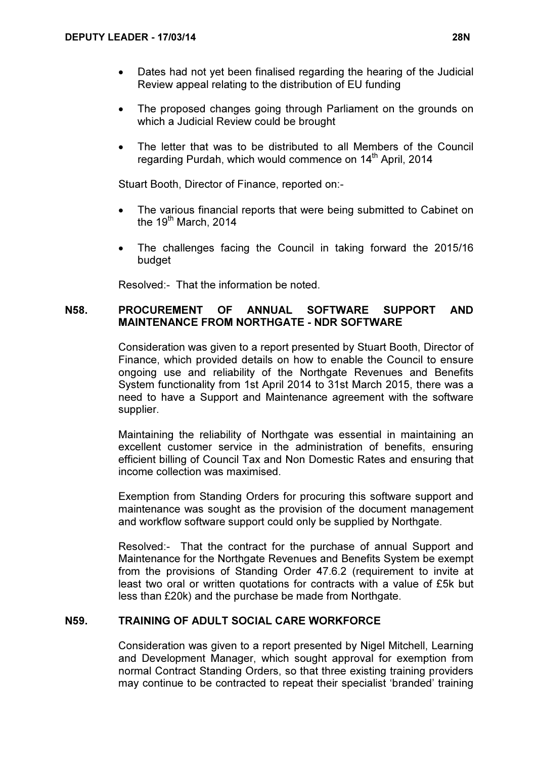- Dates had not yet been finalised regarding the hearing of the Judicial Review appeal relating to the distribution of EU funding

- The proposed changes going through Parliament on the grounds on which a Judicial Review could be brought

- The letter that was to be distributed to all Members of the Council regarding Purdah, which would commence on 14th April, 2014

Stuart Booth, Director of Finance, reported on:-

- The various financial reports that were being submitted to Cabinet on the 19th March, 2014

- The challenges facing the Council in taking forward the 2015/16 budget

Resolved:- That the information be noted.

## N58. PROCUREMENT OF ANNUAL SOFTWARE SUPPORT AND MAINTENANCE FROM NORTHGATE - NDR SOFTWARE

Consideration was given to a report presented by Stuart Booth, Director of Finance, which provided details on how to enable the Council to ensure ongoing use and reliability of the Northgate Revenues and Benefits System functionality from 1st April 2014 to 31st March 2015, there was a need to have a Support and Maintenance agreement with the software supplier.

Maintaining the reliability of Northgate was essential in maintaining an excellent customer service in the administration of benefits, ensuring efficient billing of Council Tax and Non Domestic Rates and ensuring that income collection was maximised.

Exemption from Standing Orders for procuring this software support and maintenance was sought as the provision of the document management and workflow software support could only be supplied by Northgate.

Resolved:- That the contract for the purchase of annual Support and Maintenance for the Northgate Revenues and Benefits System be exempt from the provisions of Standing Order 47.6.2 (requirement to invite at least two oral or written quotations for contracts with a value of £5k but less than £20k) and the purchase be made from Northgate.

## N59. TRAINING OF ADULT SOCIAL CARE WORKFORCE

Consideration was given to a report presented by Nigel Mitchell, Learning and Development Manager, which sought approval for exemption from normal Contract Standing Orders, so that three existing training providers may continue to be contracted to repeat their specialist 'branded' training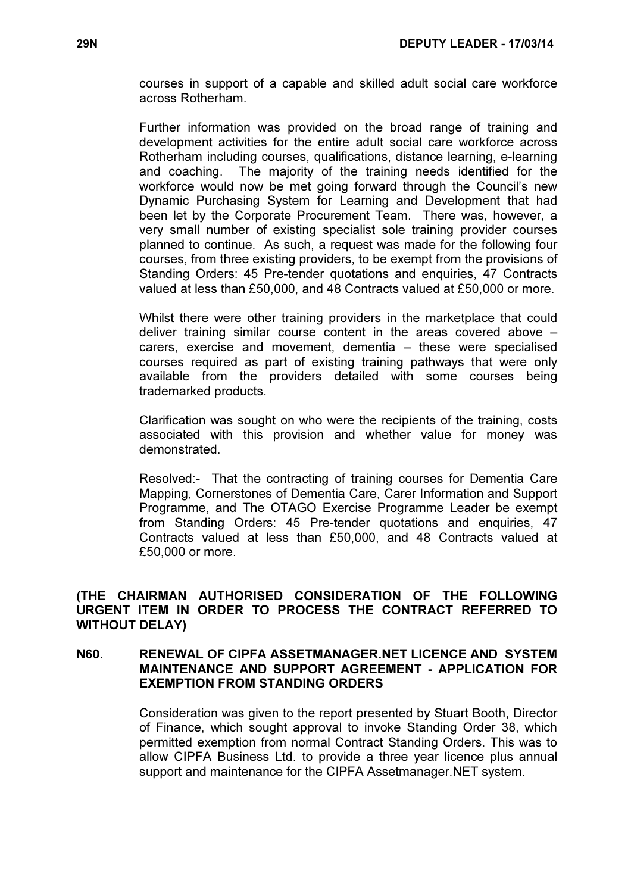courses in support of a capable and skilled adult social care workforce across Rotherham.

Further information was provided on the broad range of training and development activities for the entire adult social care workforce across Rotherham including courses, qualifications, distance learning, e-learning and coaching. The majority of the training needs identified for the workforce would now be met going forward through the Council's new Dynamic Purchasing System for Learning and Development that had been let by the Corporate Procurement Team. There was, however, a very small number of existing specialist sole training provider courses planned to continue. As such, a request was made for the following four courses, from three existing providers, to be exempt from the provisions of Standing Orders: 45 Pre-tender quotations and enquiries, 47 Contracts valued at less than £50,000, and 48 Contracts valued at £50,000 or more.

Whilst there were other training providers in the marketplace that could deliver training similar course content in the areas covered above – carers, exercise and movement, dementia – these were specialised courses required as part of existing training pathways that were only available from the providers detailed with some courses being trademarked products.

Clarification was sought on who were the recipients of the training, costs associated with this provision and whether value for money was demonstrated.

Resolved:- That the contracting of training courses for Dementia Care Mapping, Cornerstones of Dementia Care, Carer Information and Support Programme, and The OTAGO Exercise Programme Leader be exempt from Standing Orders: 45 Pre-tender quotations and enquiries, 47 Contracts valued at less than £50,000, and 48 Contracts valued at £50,000 or more.

**(THE CHAIRMAN AUTHORISED CONSIDERATION OF THE FOLLOWING URGENT ITEM IN ORDER TO PROCESS THE CONTRACT REFERRED TO WITHOUT DELAY)**

## N60. RENEWAL OF CIPFA ASSETMANAGER.NET LICENCE AND SYSTEM MAINTENANCE AND SUPPORT AGREEMENT - APPLICATION FOR EXEMPTION FROM STANDING ORDERS

Consideration was given to the report presented by Stuart Booth, Director of Finance, which sought approval to invoke Standing Order 38, which permitted exemption from normal Contract Standing Orders. This was to allow CIPFA Business Ltd. to provide a three year licence plus annual support and maintenance for the CIPFA Assetmanager.NET system.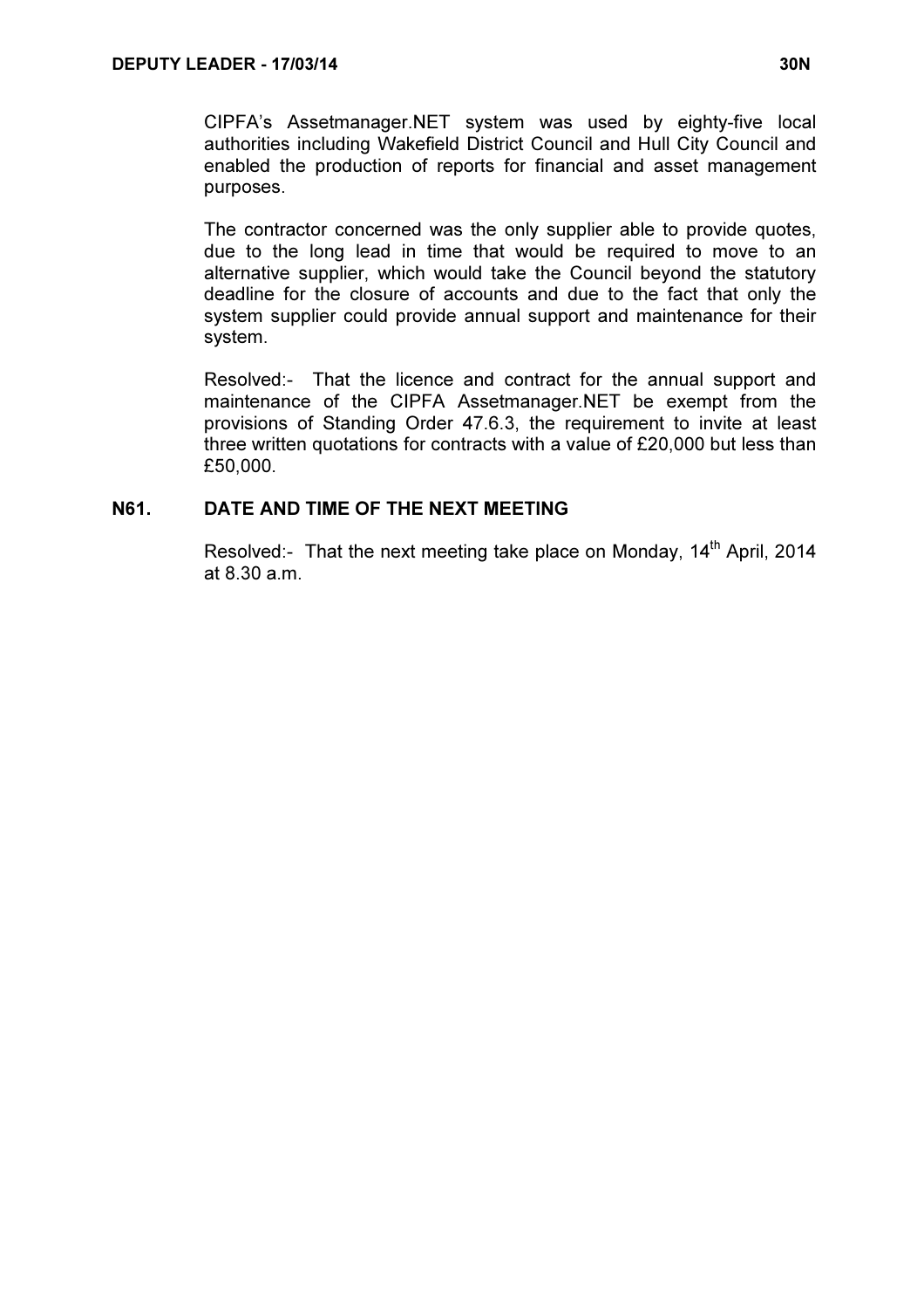CIPFA's Assetmanager.NET system was used by eighty-five local authorities including Wakefield District Council and Hull City Council and enabled the production of reports for financial and asset management purposes.

The contractor concerned was the only supplier able to provide quotes, due to the long lead in time that would be required to move to an alternative supplier, which would take the Council beyond the statutory deadline for the closure of accounts and due to the fact that only the system supplier could provide annual support and maintenance for their system.

Resolved:- That the licence and contract for the annual support and maintenance of the CIPFA Assetmanager.NET be exempt from the provisions of Standing Order 47.6.3, the requirement to invite at least three written quotations for contracts with a value of £20,000 but less than £50,000.

## N61. DATE AND TIME OF THE NEXT MEETING

Resolved:- That the next meeting take place on Monday, 14th April, 2014 at 8.30 a.m.